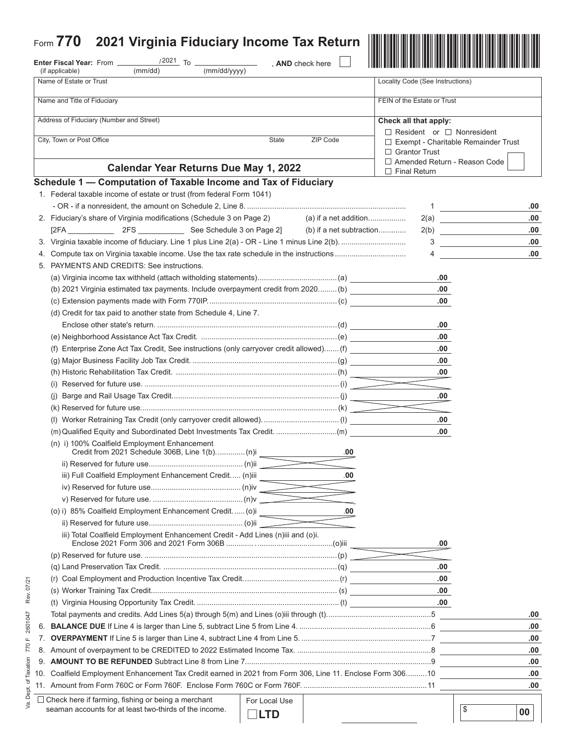# Form 770 2021 Virginia Fiduciary Income Tax Return

**Enter Fiscal Year:** From ________ /2021 To ________________ , **AND** check here ☐
(if applicable) (mm/dd) (mm/dd/yyyy)

| | |
|---|---|
| Name of Estate or Trust | Locality Code (See Instructions) |
| Name and Title of Fiduciary | FEIN of the Estate or Trust |
| Address of Fiduciary (Number and Street) | **Check all that apply:** ☐ Resident or ☐ Nonresident |
| City, Town or Post Office State ZIP Code | ☐ Exempt - Charitable Remainder Trust ☐ Grantor Trust |
| **Calendar Year Returns Due May 1, 2022** | ☐ Amended Return - Reason Code ☐ Final Return |

## Schedule 1 — Computation of Taxable Income and Tax of Fiduciary

1. Federal taxable income of estate or trust (from federal Form 1041) - OR - if a nonresident, the amount on Schedule 2, Line 8. ........ 1 ______ .00
2. Fiduciary's share of Virginia modifications (Schedule 3 on Page 2) (a) if a net addition.......... 2(a) ______ .00
   [2FA ________ 2FS ________ See Schedule 3 on Page 2] (b) if a net subtraction.......... 2(b) ______ .00
3. Virginia taxable income of fiduciary. Line 1 plus Line 2(a) - OR - Line 1 minus Line 2(b). .......... 3 ______ .00
4. Compute tax on Virginia taxable income. Use the tax rate schedule in the instructions .......... 4 ______ .00
5. PAYMENTS AND CREDITS: See instructions.
   (a) Virginia income tax withheld (attach witholding statements).......... (a) ______ .00
   (b) 2021 Virginia estimated tax payments. Include overpayment credit from 2020......... (b) ______ .00
   (c) Extension payments made with Form 770IP.......... (c) ______ .00
   (d) Credit for tax paid to another state from Schedule 4, Line 7. Enclose other state's return. .......... (d) ______ .00
   (e) Neighborhood Assistance Act Tax Credit. .......... (e) ______ .00
   (f) Enterprise Zone Act Tax Credit, See instructions (only carryover credit allowed)....... (f) ______ .00
   (g) Major Business Facility Job Tax Credit. .......... (g) ______ .00
   (h) Historic Rehabilitation Tax Credit. .......... (h) ______ .00
   (i) Reserved for future use. .......... (i)
   (j) Barge and Rail Usage Tax Credit.......... (j) ______ .00
   (k) Reserved for future use.......... (k)
   (l) Worker Retraining Tax Credit (only carryover credit allowed).......... (l) ______ .00
   (m) Qualified Equity and Subordinated Debt Investments Tax Credit. ..........(m) ______ .00
   (n) i) 100% Coalfield Employment Enhancement Credit from 2021 Schedule 306B, Line 1(b)............. (n)i ______ .00
   ii) Reserved for future use.......... (n)ii
   iii) Full Coalfield Employment Enhancement Credit..... (n)iii ______ .00
   iv) Reserved for future use.......... (n)iv
   v) Reserved for future use. .......... (n)v
   (o) i) 85% Coalfield Employment Enhancement Credit. ..... (o)i ______ .00
   ii) Reserved for future use.......... (o)ii
   iii) Total Coalfield Employment Enhancement Credit - Add Lines (n)iii and (o)i. Enclose 2021 Form 306 and 2021 Form 306B .......... (o)iii ______ .00
   (p) Reserved for future use. .......... (p)
   (q) Land Preservation Tax Credit. .......... (q) ______ .00
   (r) Coal Employment and Production Incentive Tax Credit.......... (r) ______ .00
   (s) Worker Training Tax Credit.......... (s) ______ .00
   (t) Virginia Housing Opportunity Tax Credit. .......... (t) ______ .00
   Total payments and credits. Add Lines 5(a) through 5(m) and Lines (o)iii through (t).......... 5 ______ .00
6. **BALANCE DUE** If Line 4 is larger than Line 5, subtract Line 5 from Line 4. .......... 6 ______ .00
7. **OVERPAYMENT** If Line 5 is larger than Line 4, subtract Line 4 from Line 5. .......... 7 ______ .00
8. Amount of overpayment to be CREDITED to 2022 Estimated Income Tax. .......... 8 ______ .00
9. **AMOUNT TO BE REFUNDED** Subtract Line 8 from Line 7.......... 9 ______ .00
10. Coalfield Employment Enhancement Tax Credit earned in 2021 from Form 306, Line 11. Enclose Form 306.......... 10 ______ .00
11. Amount from Form 760C or Form 760F. Enclose Form 760C or Form 760F. .......... 11 ______ .00

☐ Check here if farming, fishing or being a merchant seaman accounts for at least two-thirds of the income.

For Local Use ☐**LTD** $ ______ 00

Va. Dept. of Taxation 770 F 2601047 Rev. 07/21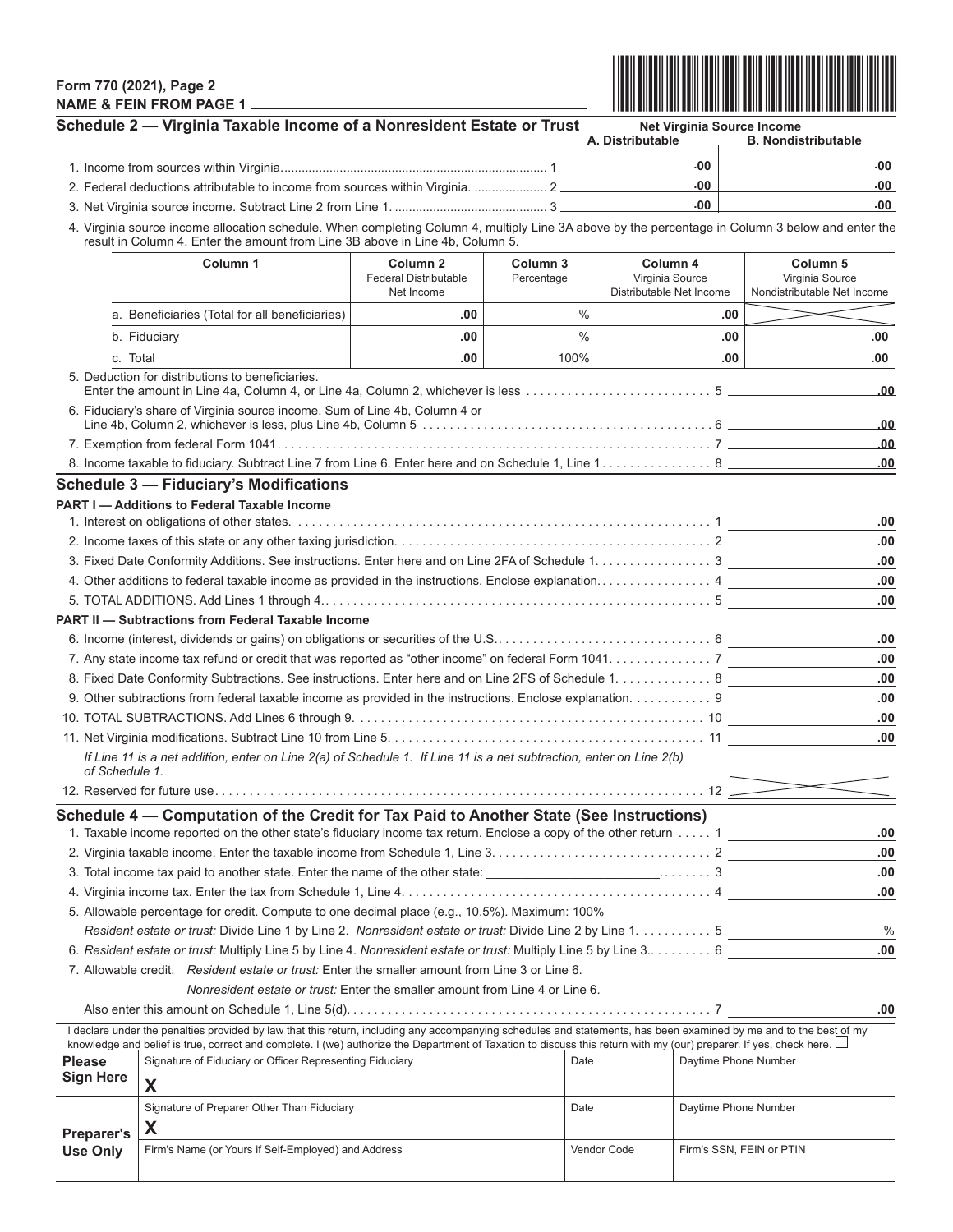**Form 770 (2021), Page 2**
**NAME & FEIN FROM PAGE 1** ______________________

## Schedule 2 — Virginia Taxable Income of a Nonresident Estate or Trust

| | Net Virginia Source Income A. Distributable | B. Nondistributable |
|---|---|---|
| 1. Income from sources within Virginia.......... 1 | .00 | .00 |
| 2. Federal deductions attributable to income from sources within Virginia. .......... 2 | .00 | .00 |
| 3. Net Virginia source income. Subtract Line 2 from Line 1. .......... 3 | .00 | .00 |

4. Virginia source income allocation schedule. When completing Column 4, multiply Line 3A above by the percentage in Column 3 below and enter the result in Column 4. Enter the amount from Line 3B above in Line 4b, Column 5.

| Column 1 | Column 2 Federal Distributable Net Income | Column 3 Percentage | Column 4 Virginia Source Distributable Net Income | Column 5 Virginia Source Nondistributable Net Income |
|---|---|---|---|---|
| a. Beneficiaries (Total for all beneficiaries) | .00 | % | .00 | |
| b. Fiduciary | .00 | % | .00 | .00 |
| c. Total | .00 | 100% | .00 | .00 |

5. Deduction for distributions to beneficiaries. Enter the amount in Line 4a, Column 4, or Line 4a, Column 2, whichever is less .......... 5 ______ .00

6. Fiduciary's share of Virginia source income. Sum of Line 4b, Column 4 or Line 4b, Column 2, whichever is less, plus Line 4b, Column 5 .......... 6 ______ .00

7. Exemption from federal Form 1041.......... 7 ______ .00

8. Income taxable to fiduciary. Subtract Line 7 from Line 6. Enter here and on Schedule 1, Line 1.......... 8 ______ .00

## Schedule 3 — Fiduciary's Modifications

**PART I — Additions to Federal Taxable Income**

1. Interest on obligations of other states. .......... 1 ______ .00
2. Income taxes of this state or any other taxing jurisdiction. .......... 2 ______ .00
3. Fixed Date Conformity Additions. See instructions. Enter here and on Line 2FA of Schedule 1. .......... 3 ______ .00
4. Other additions to federal taxable income as provided in the instructions. Enclose explanation. .......... 4 ______ .00
5. TOTAL ADDITIONS. Add Lines 1 through 4. .......... 5 ______ .00

**PART II — Subtractions from Federal Taxable Income**

6. Income (interest, dividends or gains) on obligations or securities of the U.S. .......... 6 ______ .00
7. Any state income tax refund or credit that was reported as "other income" on federal Form 1041. .......... 7 ______ .00
8. Fixed Date Conformity Subtractions. See instructions. Enter here and on Line 2FS of Schedule 1. .......... 8 ______ .00
9. Other subtractions from federal taxable income as provided in the instructions. Enclose explanation. .......... 9 ______ .00
10. TOTAL SUBTRACTIONS. Add Lines 6 through 9. .......... 10 ______ .00
11. Net Virginia modifications. Subtract Line 10 from Line 5. .......... 11 ______ .00

*If Line 11 is a net addition, enter on Line 2(a) of Schedule 1. If Line 11 is a net subtraction, enter on Line 2(b) of Schedule 1.*

12. Reserved for future use.......... 12

## Schedule 4 — Computation of the Credit for Tax Paid to Another State (See Instructions)

1. Taxable income reported on the other state's fiduciary income tax return. Enclose a copy of the other return .......... 1 ______ .00
2. Virginia taxable income. Enter the taxable income from Schedule 1, Line 3. .......... 2 ______ .00
3. Total income tax paid to another state. Enter the name of the other state: ______________.......... 3 ______ .00
4. Virginia income tax. Enter the tax from Schedule 1, Line 4. .......... 4 ______ .00
5. Allowable percentage for credit. Compute to one decimal place (e.g., 10.5%). Maximum: 100%
   *Resident estate or trust:* Divide Line 1 by Line 2. *Nonresident estate or trust:* Divide Line 2 by Line 1. .......... 5 ______ %
6. *Resident estate or trust:* Multiply Line 5 by Line 4. *Nonresident estate or trust:* Multiply Line 5 by Line 3. .......... 6 ______ .00
7. Allowable credit. *Resident estate or trust:* Enter the smaller amount from Line 3 or Line 6.
   *Nonresident estate or trust:* Enter the smaller amount from Line 4 or Line 6.
   Also enter this amount on Schedule 1, Line 5(d). .......... 7 ______ .00

I declare under the penalties provided by law that this return, including any accompanying schedules and statements, has been examined by me and to the best of my knowledge and belief is true, correct and complete. I (we) authorize the Department of Taxation to discuss this return with my (our) preparer. If yes, check here. ☐

| | | | |
|---|---|---|---|
| **Please Sign Here** | Signature of Fiduciary or Officer Representing Fiduciary **X** | Date | Daytime Phone Number |
| **Preparer's Use Only** | Signature of Preparer Other Than Fiduciary **X** | Date | Daytime Phone Number |
| | Firm's Name (or Yours if Self-Employed) and Address | Vendor Code | Firm's SSN, FEIN or PTIN |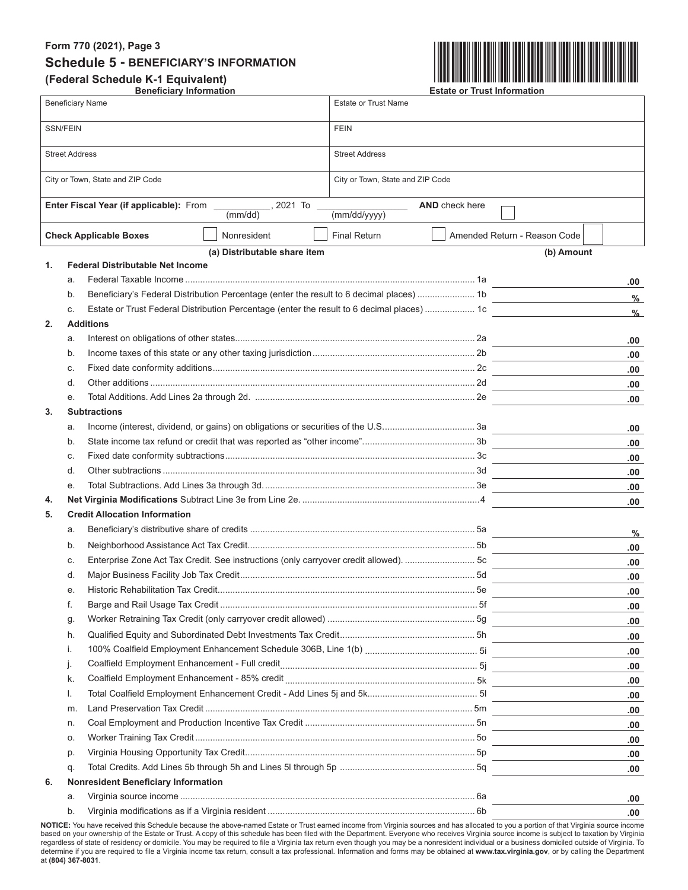**Form 770 (2021), Page 3**

# Schedule 5 - BENEFICIARY'S INFORMATION

## (Federal Schedule K-1 Equivalent)

| Beneficiary Information | Estate or Trust Information |
|---|---|
| Beneficiary Name | Estate or Trust Name |
| SSN/FEIN | FEIN |
| Street Address | Street Address |
| City or Town, State and ZIP Code | City or Town, State and ZIP Code |

**Enter Fiscal Year (if applicable):** From ___________ (mm/dd), 2021 To _______________ (mm/dd/yyyy) **AND** check here ☐

**Check Applicable Boxes** ☐ Nonresident ☐ Final Return ☐ Amended Return - Reason Code ☐

| | | (a) Distributable share item | | (b) Amount |
|---|---|---|---|---|
| **1.** | | **Federal Distributable Net Income** | | |
| | a. | Federal Taxable Income | 1a | .00 |
| | b. | Beneficiary's Federal Distribution Percentage (enter the result to 6 decimal places) | 1b | % |
| | c. | Estate or Trust Federal Distribution Percentage (enter the result to 6 decimal places) | 1c | % |
| **2.** | | **Additions** | | |
| | a. | Interest on obligations of other states | 2a | .00 |
| | b. | Income taxes of this state or any other taxing jurisdiction | 2b | .00 |
| | c. | Fixed date conformity additions | 2c | .00 |
| | d. | Other additions | 2d | .00 |
| | e. | Total Additions. Add Lines 2a through 2d. | 2e | .00 |
| **3.** | | **Subtractions** | | |
| | a. | Income (interest, dividend, or gains) on obligations or securities of the U.S. | 3a | .00 |
| | b. | State income tax refund or credit that was reported as "other income" | 3b | .00 |
| | c. | Fixed date conformity subtractions | 3c | .00 |
| | d. | Other subtractions | 3d | .00 |
| | e. | Total Subtractions. Add Lines 3a through 3d. | 3e | .00 |
| **4.** | | **Net Virginia Modifications** Subtract Line 3e from Line 2e. | 4 | .00 |
| **5.** | | **Credit Allocation Information** | | |
| | a. | Beneficiary's distributive share of credits | 5a | % |
| | b. | Neighborhood Assistance Act Tax Credit | 5b | .00 |
| | c. | Enterprise Zone Act Tax Credit. See instructions (only carryover credit allowed). | 5c | .00 |
| | d. | Major Business Facility Job Tax Credit | 5d | .00 |
| | e. | Historic Rehabilitation Tax Credit | 5e | .00 |
| | f. | Barge and Rail Usage Tax Credit | 5f | .00 |
| | g. | Worker Retraining Tax Credit (only carryover credit allowed) | 5g | .00 |
| | h. | Qualified Equity and Subordinated Debt Investments Tax Credit | 5h | .00 |
| | i. | 100% Coalfield Employment Enhancement Schedule 306B, Line 1(b) | 5i | .00 |
| | j. | Coalfield Employment Enhancement - Full credit | 5j | .00 |
| | k. | Coalfield Employment Enhancement - 85% credit | 5k | .00 |
| | l. | Total Coalfield Employment Enhancement Credit - Add Lines 5j and 5k | 5l | .00 |
| | m. | Land Preservation Tax Credit | 5m | .00 |
| | n. | Coal Employment and Production Incentive Tax Credit | 5n | .00 |
| | o. | Worker Training Tax Credit | 5o | .00 |
| | p. | Virginia Housing Opportunity Tax Credit | 5p | .00 |
| | q. | Total Credits. Add Lines 5b through 5h and Lines 5l through 5p | 5q | .00 |
| **6.** | | **Nonresident Beneficiary Information** | | |
| | a. | Virginia source income | 6a | .00 |
| | b. | Virginia modifications as if a Virginia resident | 6b | .00 |

**NOTICE:** You have received this Schedule because the above-named Estate or Trust earned income from Virginia sources and has allocated to you a portion of that Virginia source income based on your ownership of the Estate or Trust. A copy of this schedule has been filed with the Department. Everyone who receives Virginia source income is subject to taxation by Virginia regardless of state of residency or domicile. You may be required to file a Virginia tax return even though you may be a nonresident individual or a business domiciled outside of Virginia. To determine if you are required to file a Virginia income tax return, consult a tax professional. Information and forms may be obtained at **www.tax.virginia.gov**, or by calling the Department at **(804) 367-8031**.